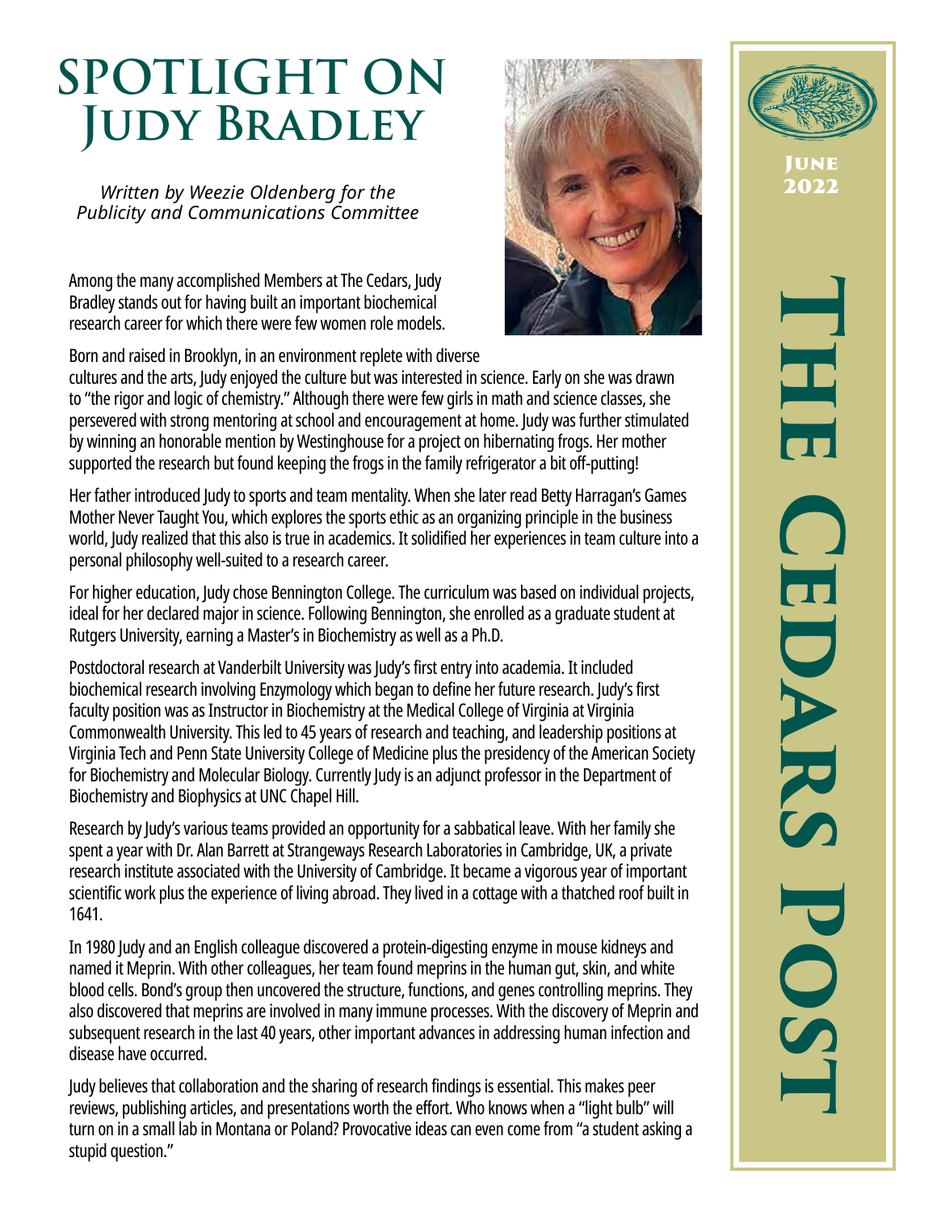# Spotlight on Judy Bradley

*Written by Weezie Oldenberg for the Publicity and Communications Committee*

Among the many accomplished Members at The Cedars, Judy Bradley stands out for having built an important biochemical research career for which there were few women role models.

Born and raised in Brooklyn, in an environment replete with diverse cultures and the arts, Judy enjoyed the culture but was interested in science. Early on she was drawn to "the rigor and logic of chemistry." Although there were few girls in math and science classes, she persevered with strong mentoring at school and encouragement at home. Judy was further stimulated by winning an honorable mention by Westinghouse for a project on hibernating frogs. Her mother supported the research but found keeping the frogs in the family refrigerator a bit off-putting!

Her father introduced Judy to sports and team mentality. When she later read Betty Harragan's Games Mother Never Taught You, which explores the sports ethic as an organizing principle in the business world, Judy realized that this also is true in academics. It solidified her experiences in team culture into a personal philosophy well-suited to a research career.

For higher education, Judy chose Bennington College. The curriculum was based on individual projects, ideal for her declared major in science. Following Bennington, she enrolled as a graduate student at Rutgers University, earning a Master's in Biochemistry as well as a Ph.D.

Postdoctoral research at Vanderbilt University was Judy's first entry into academia. It included biochemical research involving Enzymology which began to define her future research. Judy's first faculty position was as Instructor in Biochemistry at the Medical College of Virginia at Virginia Commonwealth University. This led to 45 years of research and teaching, and leadership positions at Virginia Tech and Penn State University College of Medicine plus the presidency of the American Society for Biochemistry and Molecular Biology. Currently Judy is an adjunct professor in the Department of Biochemistry and Biophysics at UNC Chapel Hill.

Research by Judy's various teams provided an opportunity for a sabbatical leave. With her family she spent a year with Dr. Alan Barrett at Strangeways Research Laboratories in Cambridge, UK, a private research institute associated with the University of Cambridge. It became a vigorous year of important scientific work plus the experience of living abroad. They lived in a cottage with a thatched roof built in 1641.

In 1980 Judy and an English colleague discovered a protein-digesting enzyme in mouse kidneys and named it Meprin. With other colleagues, her team found meprins in the human gut, skin, and white blood cells. Bond's group then uncovered the structure, functions, and genes controlling meprins. They also discovered that meprins are involved in many immune processes. With the discovery of Meprin and subsequent research in the last 40 years, other important advances in addressing human infection and disease have occurred.

Judy believes that collaboration and the sharing of research findings is essential. This makes peer reviews, publishing articles, and presentations worth the effort. Who knows when a "light bulb" will turn on in a small lab in Montana or Poland? Provocative ideas can even come from "a student asking a stupid question."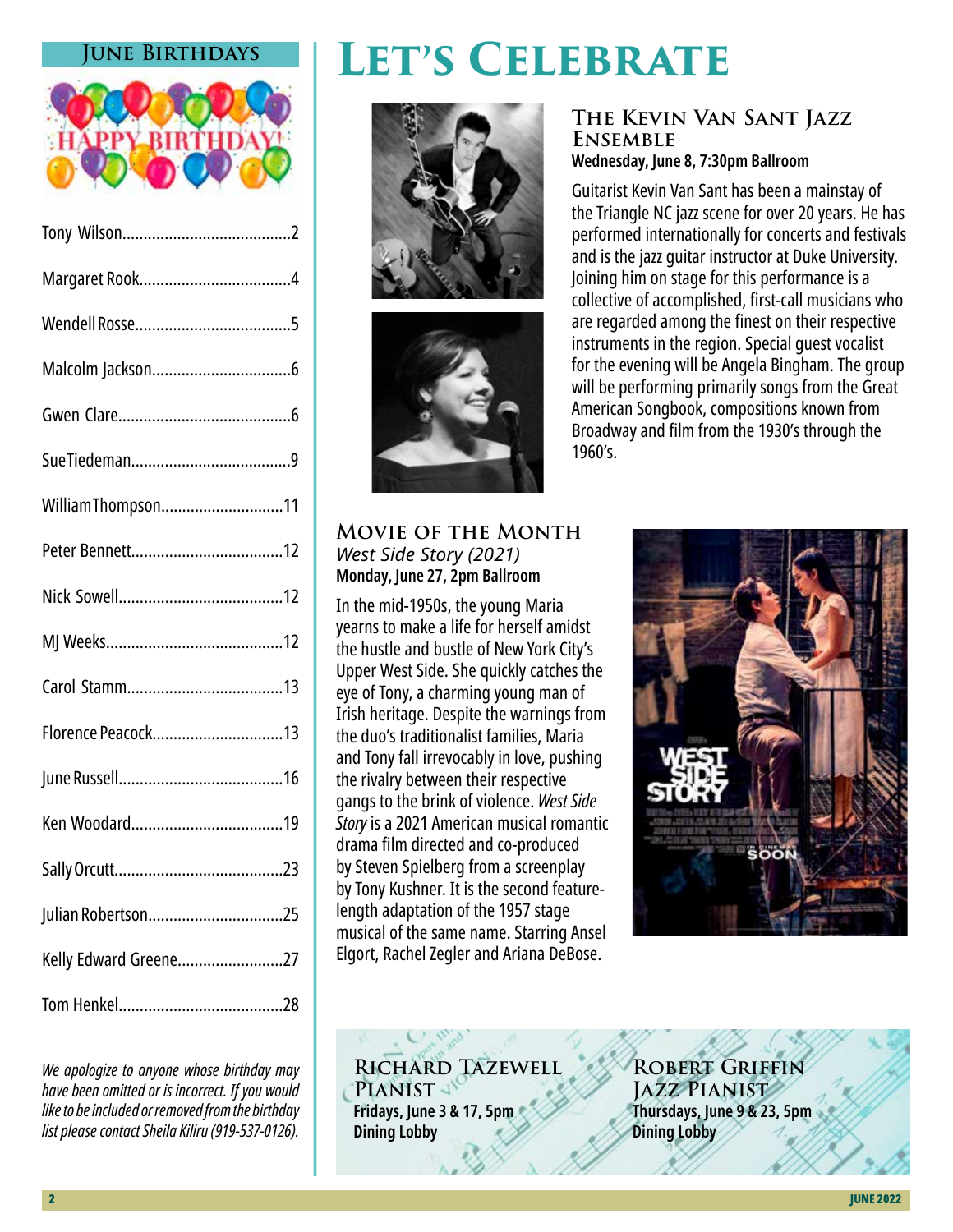## June Birthdays

Tony Wilson........................................2

Margaret Rook....................................4

Wendell Rosse.....................................5

Malcolm Jackson.................................6

Gwen Clare.........................................6

Sue Tiedeman......................................9

William Thompson.............................11

Peter Bennett.....................................12

Nick Sowell.......................................12

MJ Weeks..........................................12

Carol Stamm.....................................13

Florence Peacock...............................13

June Russell.......................................16

Ken Woodard.....................................19

Sally Orcutt........................................23

Julian Robertson................................25

Kelly Edward Greene.........................27

Tom Henkel.......................................28

*We apologize to anyone whose birthday may have been omitted or is incorrect. If you would like to be included or removed from the birthday list please contact Sheila Kiliru (919-537-0126).*

# Let's Celebrate

### The Kevin Van Sant Jazz Ensemble

**Wednesday, June 8, 7:30pm Ballroom**

Guitarist Kevin Van Sant has been a mainstay of the Triangle NC jazz scene for over 20 years. He has performed internationally for concerts and festivals and is the jazz guitar instructor at Duke University. Joining him on stage for this performance is a collective of accomplished, first-call musicians who are regarded among the finest on their respective instruments in the region. Special guest vocalist for the evening will be Angela Bingham. The group will be performing primarily songs from the Great American Songbook, compositions known from Broadway and film from the 1930's through the 1960's.

### Movie of the Month

*West Side Story (2021)*

**Monday, June 27, 2pm Ballroom**

In the mid-1950s, the young Maria yearns to make a life for herself amidst the hustle and bustle of New York City's Upper West Side. She quickly catches the eye of Tony, a charming young man of Irish heritage. Despite the warnings from the duo's traditionalist families, Maria and Tony fall irrevocably in love, pushing the rivalry between their respective gangs to the brink of violence. *West Side Story* is a 2021 American musical romantic drama film directed and co-produced by Steven Spielberg from a screenplay by Tony Kushner. It is the second feature-length adaptation of the 1957 stage musical of the same name. Starring Ansel Elgort, Rachel Zegler and Ariana DeBose.

### Richard Tazewell Pianist

**Fridays, June 3 & 17, 5pm**
**Dining Lobby**

### Robert Griffin Jazz Pianist

**Thursdays, June 9 & 23, 5pm**
**Dining Lobby**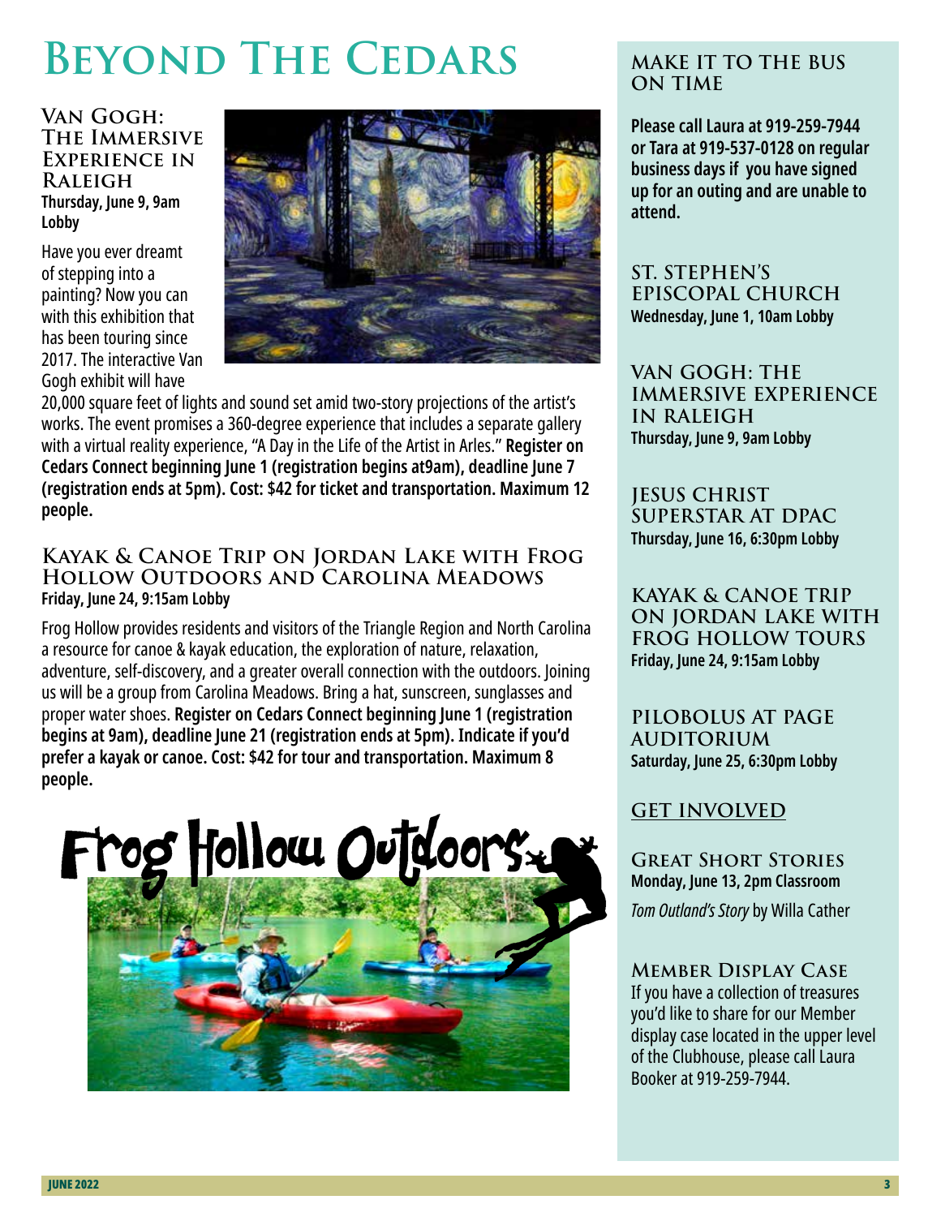# Beyond The Cedars

### Van Gogh: The Immersive Experience in Raleigh

**Thursday, June 9, 9am Lobby**

Have you ever dreamt of stepping into a painting? Now you can with this exhibition that has been touring since 2017. The interactive Van Gogh exhibit will have 20,000 square feet of lights and sound set amid two-story projections of the artist's works. The event promises a 360-degree experience that includes a separate gallery with a virtual reality experience, "A Day in the Life of the Artist in Arles." **Register on Cedars Connect beginning June 1 (registration begins at9am), deadline June 7 (registration ends at 5pm). Cost: $42 for ticket and transportation. Maximum 12 people.**

### Kayak & Canoe Trip on Jordan Lake with Frog Hollow Outdoors and Carolina Meadows

**Friday, June 24, 9:15am Lobby**

Frog Hollow provides residents and visitors of the Triangle Region and North Carolina a resource for canoe & kayak education, the exploration of nature, relaxation, adventure, self-discovery, and a greater overall connection with the outdoors. Joining us will be a group from Carolina Meadows. Bring a hat, sunscreen, sunglasses and proper water shoes. **Register on Cedars Connect beginning June 1 (registration begins at 9am), deadline June 21 (registration ends at 5pm). Indicate if you'd prefer a kayak or canoe. Cost: $42 for tour and transportation. Maximum 8 people.**

Frog Hollow Outdoors

### Make it to the bus on time

**Please call Laura at 919-259-7944 or Tara at 919-537-0128 on regular business days if you have signed up for an outing and are unable to attend.**

### St. Stephen's Episcopal Church

**Wednesday, June 1, 10am Lobby**

### Van Gogh: The Immersive Experience in Raleigh

**Thursday, June 9, 9am Lobby**

### Jesus Christ Superstar at DPAC

**Thursday, June 16, 6:30pm Lobby**

### Kayak & Canoe Trip on Jordan Lake with Frog Hollow Tours

**Friday, June 24, 9:15am Lobby**

### Pilobolus at Page Auditorium

**Saturday, June 25, 6:30pm Lobby**

## Get Involved

### Great Short Stories

**Monday, June 13, 2pm Classroom**

*Tom Outland's Story* by Willa Cather

### Member Display Case

If you have a collection of treasures you'd like to share for our Member display case located in the upper level of the Clubhouse, please call Laura Booker at 919-259-7944.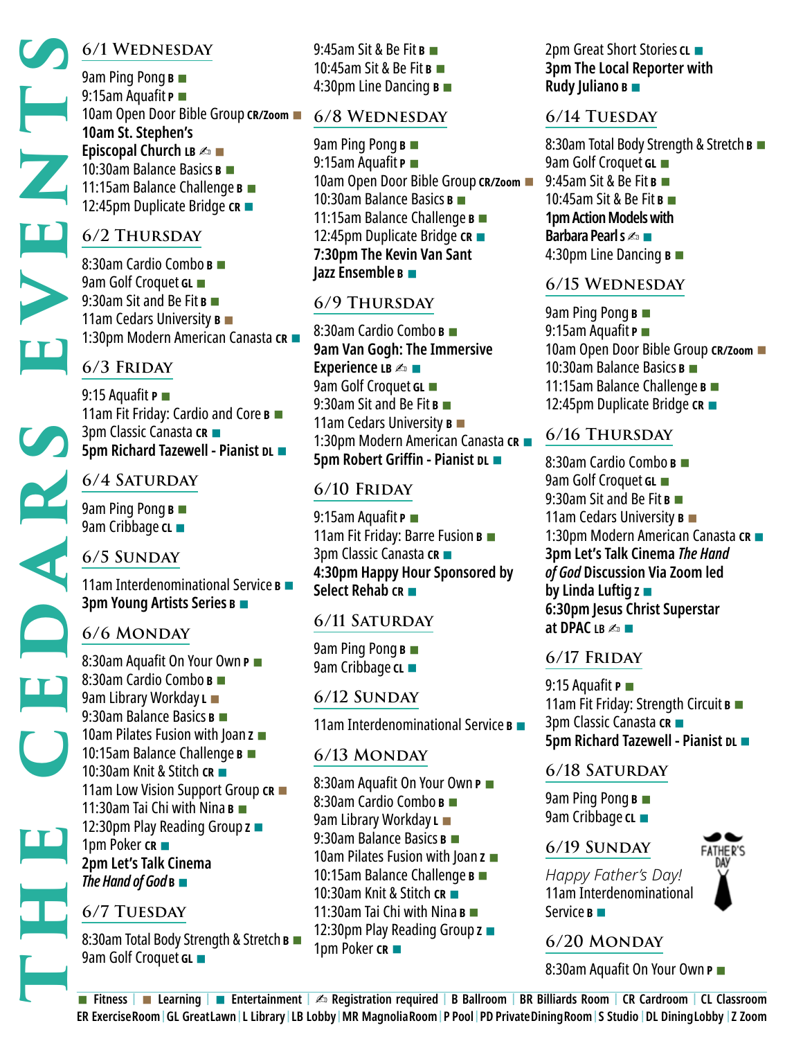# THE CEDARS EVENTS

## 6/1 Wednesday

9am Ping Pong **B** ■
9:15am Aquafit **P** ■
10am Open Door Bible Group **CR/Zoom** ■
**10am St. Stephen's Episcopal Church** **LB** ✍ ■
10:30am Balance Basics **B** ■
11:15am Balance Challenge **B** ■
12:45pm Duplicate Bridge **CR** ■

## 6/2 Thursday

8:30am Cardio Combo **B** ■
9am Golf Croquet **GL** ■
9:30am Sit and Be Fit **B** ■
11am Cedars University **B** ■
1:30pm Modern American Canasta **CR** ■

## 6/3 Friday

9:15 Aquafit **P** ■
11am Fit Friday: Cardio and Core **B** ■
3pm Classic Canasta **CR** ■
**5pm Richard Tazewell - Pianist** **DL** ■

## 6/4 Saturday

9am Ping Pong **B** ■
9am Cribbage **CL** ■

## 6/5 Sunday

11am Interdenominational Service **B** ■
**3pm Young Artists Series** **B** ■

## 6/6 Monday

8:30am Aquafit On Your Own **P** ■
8:30am Cardio Combo **B** ■
9am Library Workday **L** ■
9:30am Balance Basics **B** ■
10am Pilates Fusion with Joan **Z** ■
10:15am Balance Challenge **B** ■
10:30am Knit & Stitch **CR** ■
11am Low Vision Support Group **CR** ■
11:30am Tai Chi with Nina **B** ■
12:30pm Play Reading Group **Z** ■
1pm Poker **CR** ■
**2pm Let's Talk Cinema *The Hand of God*** **B** ■

## 6/7 Tuesday

8:30am Total Body Strength & Stretch **B** ■
9am Golf Croquet **GL** ■
9:45am Sit & Be Fit **B** ■
10:45am Sit & Be Fit **B** ■
4:30pm Line Dancing **B** ■

## 6/8 Wednesday

9am Ping Pong **B** ■
9:15am Aquafit **P** ■
10am Open Door Bible Group **CR/Zoom** ■
10:30am Balance Basics **B** ■
11:15am Balance Challenge **B** ■
12:45pm Duplicate Bridge **CR** ■
**7:30pm The Kevin Van Sant Jazz Ensemble** **B** ■

## 6/9 Thursday

8:30am Cardio Combo **B** ■
**9am Van Gogh: The Immersive Experience** **LB** ✍ ■
9am Golf Croquet **GL** ■
9:30am Sit and Be Fit **B** ■
11am Cedars University **B** ■
1:30pm Modern American Canasta **CR** ■
**5pm Robert Griffin - Pianist** **DL** ■

## 6/10 Friday

9:15am Aquafit **P** ■
11am Fit Friday: Barre Fusion **B** ■
3pm Classic Canasta **CR** ■
**4:30pm Happy Hour Sponsored by Select Rehab** **CR** ■

## 6/11 Saturday

9am Ping Pong **B** ■
9am Cribbage **CL** ■

## 6/12 Sunday

11am Interdenominational Service **B** ■

## 6/13 Monday

8:30am Aquafit On Your Own **P** ■
8:30am Cardio Combo **B** ■
9am Library Workday **L** ■
9:30am Balance Basics **B** ■
10am Pilates Fusion with Joan **Z** ■
10:15am Balance Challenge **B** ■
10:30am Knit & Stitch **CR** ■
11:30am Tai Chi with Nina **B** ■
12:30pm Play Reading Group **Z** ■
1pm Poker **CR** ■
2pm Great Short Stories **CL** ■
**3pm The Local Reporter with Rudy Juliano** **B** ■

## 6/14 Tuesday

8:30am Total Body Strength & Stretch **B** ■
9am Golf Croquet **GL** ■
9:45am Sit & Be Fit **B** ■
10:45am Sit & Be Fit **B** ■
**1pm Action Models with Barbara Pearl** **S** ✍ ■
4:30pm Line Dancing **B** ■

## 6/15 Wednesday

9am Ping Pong **B** ■
9:15am Aquafit **P** ■
10am Open Door Bible Group **CR/Zoom** ■
10:30am Balance Basics **B** ■
11:15am Balance Challenge **B** ■
12:45pm Duplicate Bridge **CR** ■

## 6/16 Thursday

8:30am Cardio Combo **B** ■
9am Golf Croquet **GL** ■
9:30am Sit and Be Fit **B** ■
11am Cedars University **B** ■
1:30pm Modern American Canasta **CR** ■
**3pm Let's Talk Cinema *The Hand of God* Discussion Via Zoom led by Linda Luftig** **Z** ■
**6:30pm Jesus Christ Superstar at DPAC** **LB** ✍ ■

## 6/17 Friday

9:15 Aquafit **P** ■
11am Fit Friday: Strength Circuit **B** ■
3pm Classic Canasta **CR** ■
**5pm Richard Tazewell - Pianist** **DL** ■

## 6/18 Saturday

9am Ping Pong **B** ■
9am Cribbage **CL** ■

## 6/19 Sunday

*Happy Father's Day!*
11am Interdenominational Service **B** ■

FATHER'S DAY

## 6/20 Monday

8:30am Aquafit On Your Own **P** ■

---

■ Fitness | ■ Learning | ■ Entertainment | ✍ Registration required | B Ballroom | BR Billiards Room | CR Cardroom | CL Classroom
ER Exercise Room | GL Great Lawn | L Library | LB Lobby | MR Magnolia Room | P Pool | PD Private Dining Room | S Studio | DL Dining Lobby | Z Zoom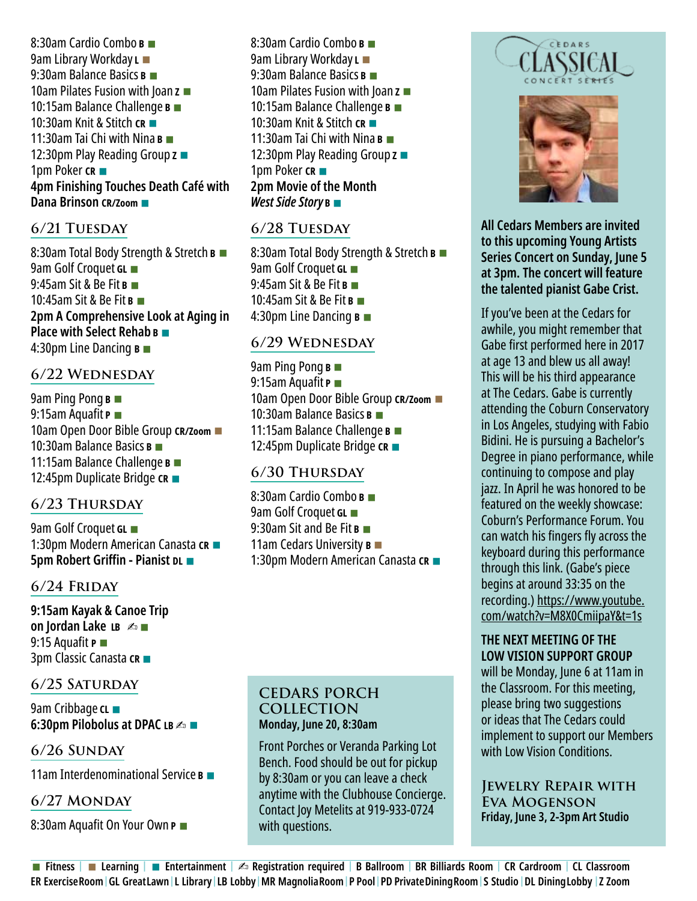8:30am Cardio Combo **B** ■
9am Library Workday **L** ■
9:30am Balance Basics **B** ■
10am Pilates Fusion with Joan **Z** ■
10:15am Balance Challenge **B** ■
10:30am Knit & Stitch **CR** ■
11:30am Tai Chi with Nina **B** ■
12:30pm Play Reading Group **Z** ■
1pm Poker **CR** ■
**4pm Finishing Touches Death Café with Dana Brinson CR/Zoom** ■

## 6/21 Tuesday

8:30am Total Body Strength & Stretch **B** ■
9am Golf Croquet **GL** ■
9:45am Sit & Be Fit **B** ■
10:45am Sit & Be Fit **B** ■
**2pm A Comprehensive Look at Aging in Place with Select Rehab B** ■
4:30pm Line Dancing **B** ■

## 6/22 Wednesday

9am Ping Pong **B** ■
9:15am Aquafit **P** ■
10am Open Door Bible Group **CR/Zoom** ■
10:30am Balance Basics **B** ■
11:15am Balance Challenge **B** ■
12:45pm Duplicate Bridge **CR** ■

## 6/23 Thursday

9am Golf Croquet **GL** ■
1:30pm Modern American Canasta **CR** ■
**5pm Robert Griffin - Pianist DL** ■

## 6/24 Friday

**9:15am Kayak & Canoe Trip on Jordan Lake LB** ✍ ■
9:15 Aquafit **P** ■
3pm Classic Canasta **CR** ■

## 6/25 Saturday

9am Cribbage **CL** ■
**6:30pm Pilobolus at DPAC LB** ✍ ■

## 6/26 Sunday

11am Interdenominational Service **B** ■

## 6/27 Monday

8:30am Aquafit On Your Own **P** ■
8:30am Cardio Combo **B** ■
9am Library Workday **L** ■
9:30am Balance Basics **B** ■
10am Pilates Fusion with Joan **Z** ■
10:15am Balance Challenge **B** ■
10:30am Knit & Stitch **CR** ■
11:30am Tai Chi with Nina **B** ■
12:30pm Play Reading Group **Z** ■
1pm Poker **CR** ■
**2pm Movie of the Month *West Side Story* B** ■

## 6/28 Tuesday

8:30am Total Body Strength & Stretch **B** ■
9am Golf Croquet **GL** ■
9:45am Sit & Be Fit **B** ■
10:45am Sit & Be Fit **B** ■
4:30pm Line Dancing **B** ■

## 6/29 Wednesday

9am Ping Pong **B** ■
9:15am Aquafit **P** ■
10am Open Door Bible Group **CR/Zoom** ■
10:30am Balance Basics **B** ■
11:15am Balance Challenge **B** ■
12:45pm Duplicate Bridge **CR** ■

## 6/30 Thursday

8:30am Cardio Combo **B** ■
9am Golf Croquet **GL** ■
9:30am Sit and Be Fit **B** ■
11am Cedars University **B** ■
1:30pm Modern American Canasta **CR** ■

## Cedars Porch Collection

**Monday, June 20, 8:30am**

Front Porches or Veranda Parking Lot Bench. Food should be out for pickup by 8:30am or you can leave a check anytime with the Clubhouse Concierge. Contact Joy Metelits at 919-933-0724 with questions.

## Cedars Classical Concert Series

**All Cedars Members are invited to this upcoming Young Artists Series Concert on Sunday, June 5 at 3pm. The concert will feature the talented pianist Gabe Crist.**

If you've been at the Cedars for awhile, you might remember that Gabe first performed here in 2017 at age 13 and blew us all away! This will be his third appearance at The Cedars. Gabe is currently attending the Coburn Conservatory in Los Angeles, studying with Fabio Bidini. He is pursuing a Bachelor's Degree in piano performance, while continuing to compose and play jazz. In April he was honored to be featured on the weekly showcase: Coburn's Performance Forum. You can watch his fingers fly across the keyboard during this performance through this link. (Gabe's piece begins at around 33:35 on the recording.) https://www.youtube.com/watch?v=M8X0CmiipaY&t=1s

**THE NEXT MEETING OF THE LOW VISION SUPPORT GROUP** will be Monday, June 6 at 11am in the Classroom. For this meeting, please bring two suggestions or ideas that The Cedars could implement to support our Members with Low Vision Conditions.

## Jewelry Repair with Eva Mogenson

**Friday, June 3, 2-3pm Art Studio**

■ Fitness | ■ Learning | ■ Entertainment | ✍ Registration required | B Ballroom | BR Billiards Room | CR Cardroom | CL Classroom
ER Exercise Room | GL Great Lawn | L Library | LB Lobby | MR Magnolia Room | P Pool | PD Private Dining Room | S Studio | DL Dining Lobby | Z Zoom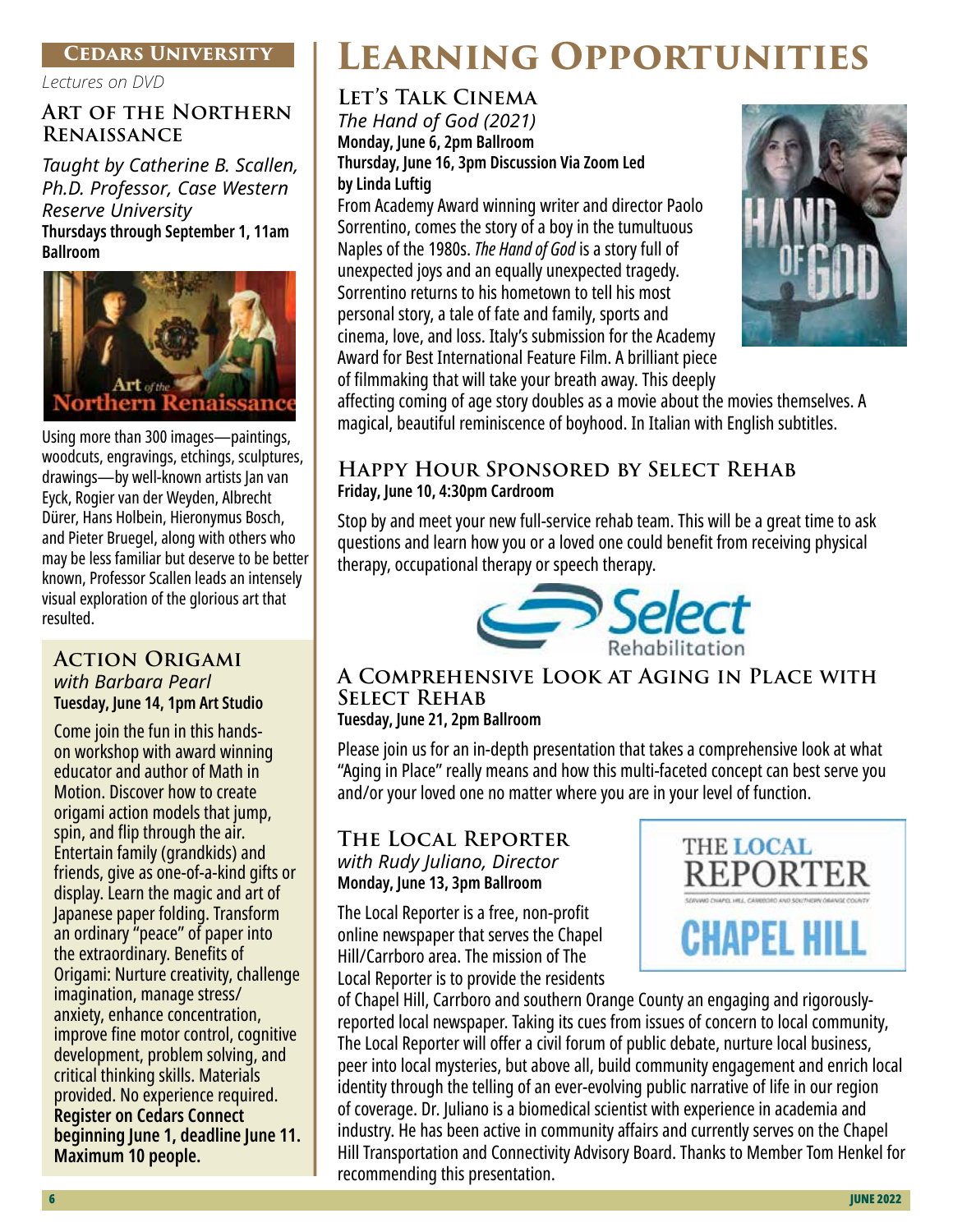# Learning Opportunities

## Cedars University

*Lectures on DVD*

### Art of the Northern Renaissance

*Taught by Catherine B. Scallen, Ph.D. Professor, Case Western Reserve University*

**Thursdays through September 1, 11am Ballroom**

Using more than 300 images—paintings, woodcuts, engravings, etchings, sculptures, drawings—by well-known artists Jan van Eyck, Rogier van der Weyden, Albrecht Dürer, Hans Holbein, Hieronymus Bosch, and Pieter Bruegel, along with others who may be less familiar but deserve to be better known, Professor Scallen leads an intensely visual exploration of the glorious art that resulted.

### Action Origami

*with Barbara Pearl*

**Tuesday, June 14, 1pm Art Studio**

Come join the fun in this hands-on workshop with award winning educator and author of Math in Motion. Discover how to create origami action models that jump, spin, and flip through the air. Entertain family (grandkids) and friends, give as one-of-a-kind gifts or display. Learn the magic and art of Japanese paper folding. Transform an ordinary "peace" of paper into the extraordinary. Benefits of Origami: Nurture creativity, challenge imagination, manage stress/ anxiety, enhance concentration, improve fine motor control, cognitive development, problem solving, and critical thinking skills. Materials provided. No experience required. **Register on Cedars Connect beginning June 1, deadline June 11. Maximum 10 people.**

### Let's Talk Cinema

*The Hand of God (2021)*

**Monday, June 6, 2pm Ballroom**
**Thursday, June 16, 3pm Discussion Via Zoom Led by Linda Luftig**

From Academy Award winning writer and director Paolo Sorrentino, comes the story of a boy in the tumultuous Naples of the 1980s. *The Hand of God* is a story full of unexpected joys and an equally unexpected tragedy. Sorrentino returns to his hometown to tell his most personal story, a tale of fate and family, sports and cinema, love, and loss. Italy's submission for the Academy Award for Best International Feature Film. A brilliant piece of filmmaking that will take your breath away. This deeply affecting coming of age story doubles as a movie about the movies themselves. A magical, beautiful reminiscence of boyhood. In Italian with English subtitles.

### Happy Hour Sponsored by Select Rehab

**Friday, June 10, 4:30pm Cardroom**

Stop by and meet your new full-service rehab team. This will be a great time to ask questions and learn how you or a loved one could benefit from receiving physical therapy, occupational therapy or speech therapy.

### A Comprehensive Look at Aging in Place with Select Rehab

**Tuesday, June 21, 2pm Ballroom**

Please join us for an in-depth presentation that takes a comprehensive look at what "Aging in Place" really means and how this multi-faceted concept can best serve you and/or your loved one no matter where you are in your level of function.

### The Local Reporter

*with Rudy Juliano, Director*

**Monday, June 13, 3pm Ballroom**

The Local Reporter is a free, non-profit online newspaper that serves the Chapel Hill/Carrboro area. The mission of The Local Reporter is to provide the residents of Chapel Hill, Carrboro and southern Orange County an engaging and rigorously-reported local newspaper. Taking its cues from issues of concern to local community, The Local Reporter will offer a civil forum of public debate, nurture local business, peer into local mysteries, but above all, build community engagement and enrich local identity through the telling of an ever-evolving public narrative of life in our region of coverage. Dr. Juliano is a biomedical scientist with experience in academia and industry. He has been active in community affairs and currently serves on the Chapel Hill Transportation and Connectivity Advisory Board. Thanks to Member Tom Henkel for recommending this presentation.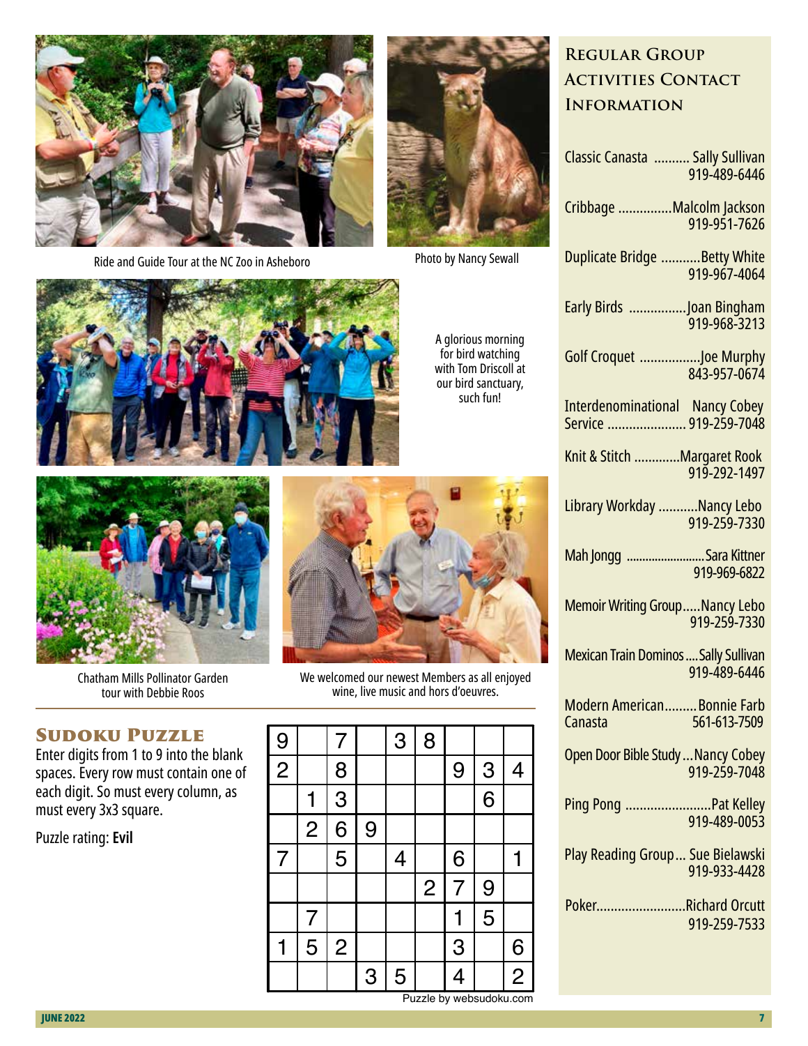Ride and Guide Tour at the NC Zoo in Asheboro

Photo by Nancy Sewall

A glorious morning for bird watching with Tom Driscoll at our bird sanctuary, such fun!

Chatham Mills Pollinator Garden tour with Debbie Roos

We welcomed our newest Members as all enjoyed wine, live music and hors d'oeuvres.

## Sudoku Puzzle

Enter digits from 1 to 9 into the blank spaces. Every row must contain one of each digit. So must every column, as must every 3x3 square.

Puzzle rating: **Evil**

| | | | | | | | | |
|---|---|---|---|---|---|---|---|---|
| 9 | | 7 | | 3 | 8 | | | |
| 2 | | 8 | | | | 9 | 3 | 4 |
| | 1 | 3 | | | | | 6 | |
| | 2 | 6 | 9 | | | | | |
| 7 | | 5 | | 4 | | 6 | | 1 |
| | | | | | 2 | 7 | 9 | |
| | 7 | | | | | 1 | 5 | |
| 1 | 5 | 2 | | | | 3 | | 6 |
| | | | 3 | 5 | | 4 | | 2 |

Puzzle by websudoku.com

## Regular Group Activities Contact Information

Classic Canasta .......... Sally Sullivan 919-489-6446

Cribbage ...............Malcolm Jackson 919-951-7626

Duplicate Bridge ...........Betty White 919-967-4064

Early Birds ................Joan Bingham 919-968-3213

Golf Croquet .................Joe Murphy 843-957-0674

Interdenominational Service ...................... Nancy Cobey 919-259-7048

Knit & Stitch .............Margaret Rook 919-292-1497

Library Workday ...........Nancy Lebo 919-259-7330

Mah Jongg .........................Sara Kittner 919-969-6822

Memoir Writing Group.....Nancy Lebo 919-259-7330

Mexican Train Dominos....Sally Sullivan 919-489-6446

Modern American Canasta.........Bonnie Farb 561-613-7509

Open Door Bible Study...Nancy Cobey 919-259-7048

Ping Pong ........................Pat Kelley 919-489-0053

Play Reading Group... Sue Bielawski 919-933-4428

Poker.........................Richard Orcutt 919-259-7533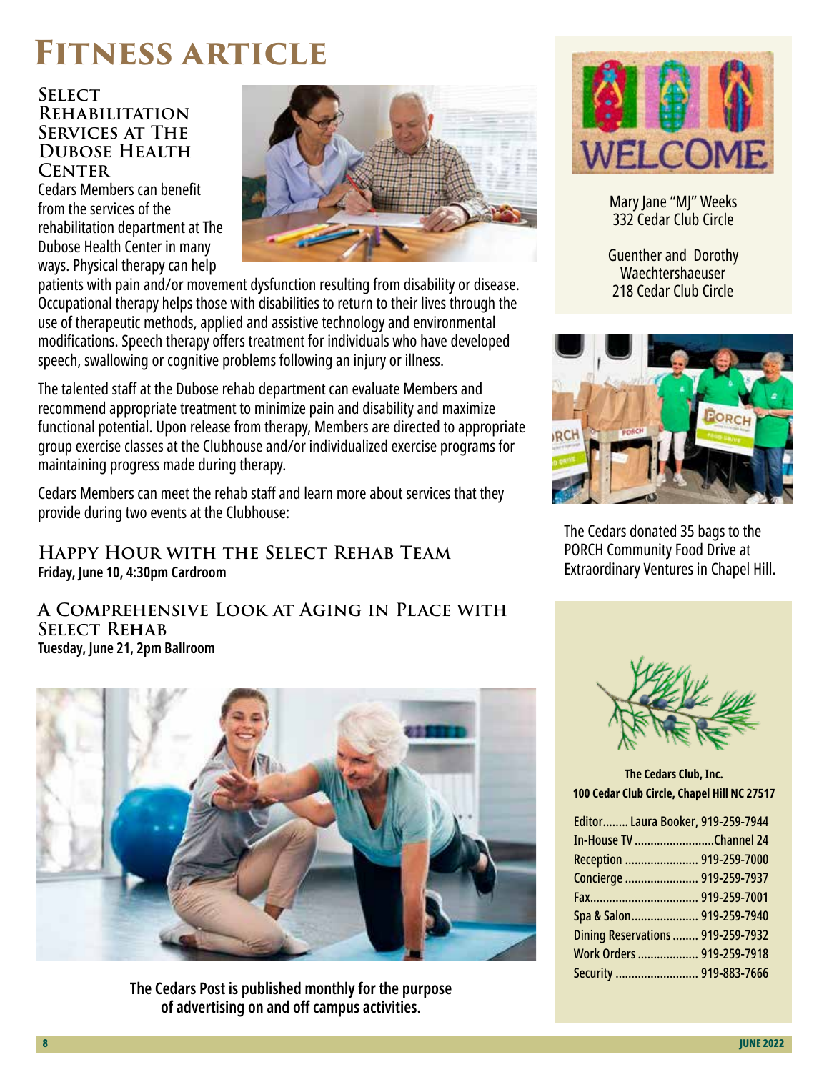# Fitness article

## Select Rehabilitation Services at The Dubose Health Center

Cedars Members can benefit from the services of the rehabilitation department at The Dubose Health Center in many ways. Physical therapy can help patients with pain and/or movement dysfunction resulting from disability or disease. Occupational therapy helps those with disabilities to return to their lives through the use of therapeutic methods, applied and assistive technology and environmental modifications. Speech therapy offers treatment for individuals who have developed speech, swallowing or cognitive problems following an injury or illness.

The talented staff at the Dubose rehab department can evaluate Members and recommend appropriate treatment to minimize pain and disability and maximize functional potential. Upon release from therapy, Members are directed to appropriate group exercise classes at the Clubhouse and/or individualized exercise programs for maintaining progress made during therapy.

Cedars Members can meet the rehab staff and learn more about services that they provide during two events at the Clubhouse:

### Happy Hour with the Select Rehab Team

**Friday, June 10, 4:30pm Cardroom**

### A Comprehensive Look at Aging in Place with Select Rehab

**Tuesday, June 21, 2pm Ballroom**

**The Cedars Post is published monthly for the purpose of advertising on and off campus activities.**

WELCOME

Mary Jane "MJ" Weeks
332 Cedar Club Circle

Guenther and Dorothy Waechtershaeuser
218 Cedar Club Circle

The Cedars donated 35 bags to the PORCH Community Food Drive at Extraordinary Ventures in Chapel Hill.

**The Cedars Club, Inc.**
**100 Cedar Club Circle, Chapel Hill NC 27517**

Editor........ Laura Booker, 919-259-7944
In-House TV ........................Channel 24
Reception ....................... 919-259-7000
Concierge ....................... 919-259-7937
Fax................................. 919-259-7001
Spa & Salon..................... 919-259-7940
Dining Reservations ........ 919-259-7932
Work Orders ................... 919-259-7918
Security .......................... 919-883-7666